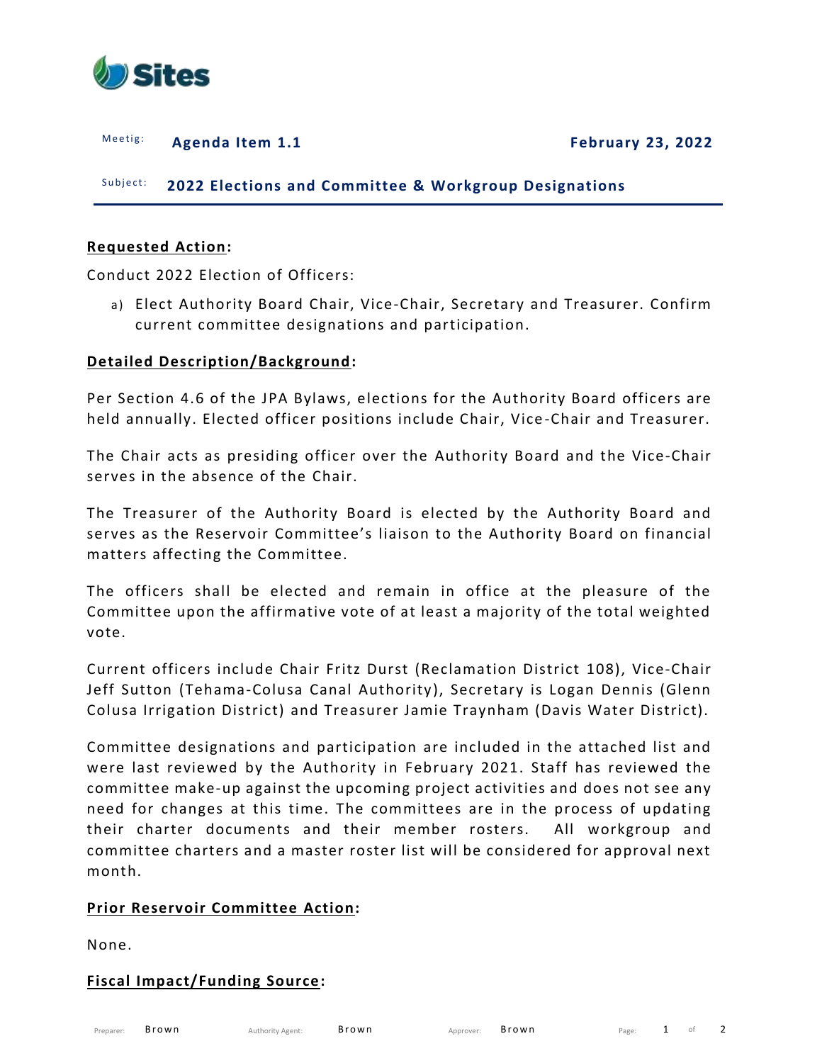Sites

Meetig: **Agenda Item 1.1** **February 23, 2022**

Subject: **2022 Elections and Committee & Workgroup Designations**

**Requested Action:**

Conduct 2022 Election of Officers:

a) Elect Authority Board Chair, Vice-Chair, Secretary and Treasurer. Confirm current committee designations and participation.

**Detailed Description/Background:**

Per Section 4.6 of the JPA Bylaws, elections for the Authority Board officers are held annually. Elected officer positions include Chair, Vice-Chair and Treasurer.

The Chair acts as presiding officer over the Authority Board and the Vice-Chair serves in the absence of the Chair.

The Treasurer of the Authority Board is elected by the Authority Board and serves as the Reservoir Committee's liaison to the Authority Board on financial matters affecting the Committee.

The officers shall be elected and remain in office at the pleasure of the Committee upon the affirmative vote of at least a majority of the total weighted vote.

Current officers include Chair Fritz Durst (Reclamation District 108), Vice-Chair Jeff Sutton (Tehama-Colusa Canal Authority), Secretary is Logan Dennis (Glenn Colusa Irrigation District) and Treasurer Jamie Traynham (Davis Water District).

Committee designations and participation are included in the attached list and were last reviewed by the Authority in February 2021. Staff has reviewed the committee make-up against the upcoming project activities and does not see any need for changes at this time. The committees are in the process of updating their charter documents and their member rosters. All workgroup and committee charters and a master roster list will be considered for approval next month.

**Prior Reservoir Committee Action:**

None.

**Fiscal Impact/Funding Source:**

Preparer: Brown Authority Agent: Brown Approver: Brown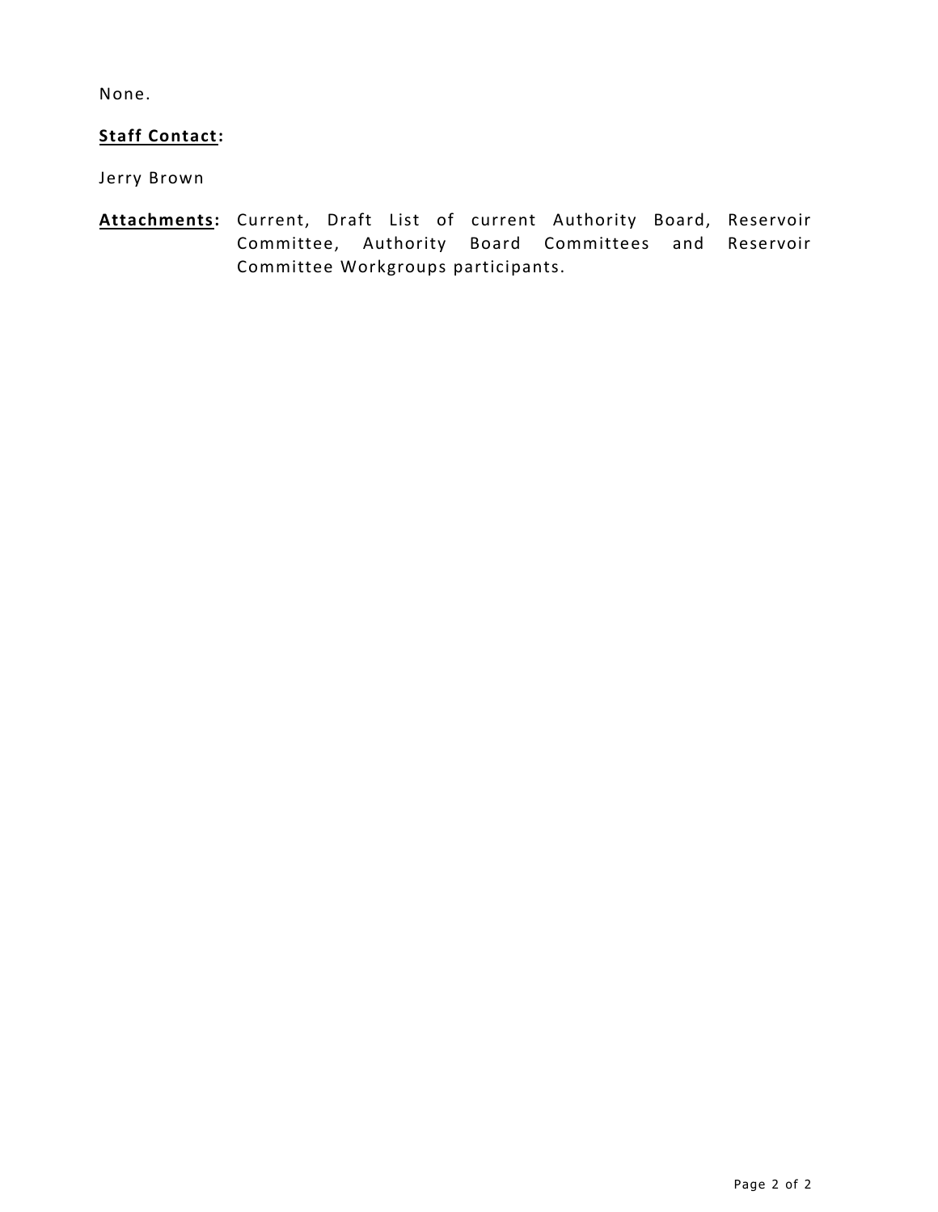None.

**<u>Staff Contact</u>:**

Jerry Brown

**<u>Attachments</u>:** Current, Draft List of current Authority Board, Reservoir Committee, Authority Board Committees and Reservoir Committee Workgroups participants.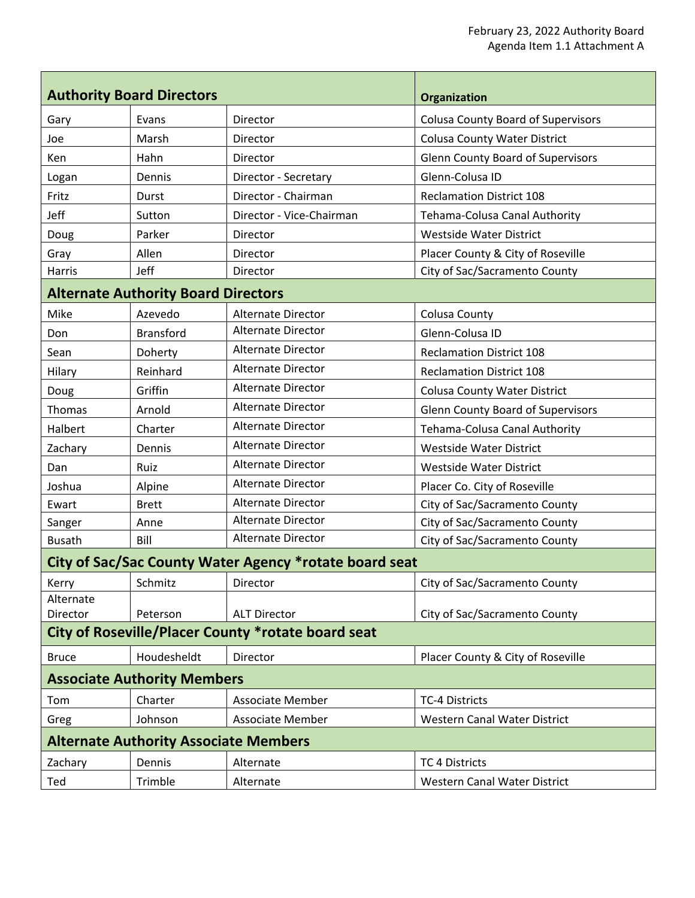February 23, 2022 Authority Board
Agenda Item 1.1 Attachment A

| **Authority Board Directors** | | | **Organization** |
|---|---|---|---|
| Gary | Evans | Director | Colusa County Board of Supervisors |
| Joe | Marsh | Director | Colusa County Water District |
| Ken | Hahn | Director | Glenn County Board of Supervisors |
| Logan | Dennis | Director - Secretary | Glenn-Colusa ID |
| Fritz | Durst | Director - Chairman | Reclamation District 108 |
| Jeff | Sutton | Director - Vice-Chairman | Tehama-Colusa Canal Authority |
| Doug | Parker | Director | Westside Water District |
| Gray | Allen | Director | Placer County & City of Roseville |
| Harris | Jeff | Director | City of Sac/Sacramento County |
| **Alternate Authority Board Directors** | | | |
| Mike | Azevedo | Alternate Director | Colusa County |
| Don | Bransford | Alternate Director | Glenn-Colusa ID |
| Sean | Doherty | Alternate Director | Reclamation District 108 |
| Hilary | Reinhard | Alternate Director | Reclamation District 108 |
| Doug | Griffin | Alternate Director | Colusa County Water District |
| Thomas | Arnold | Alternate Director | Glenn County Board of Supervisors |
| Halbert | Charter | Alternate Director | Tehama-Colusa Canal Authority |
| Zachary | Dennis | Alternate Director | Westside Water District |
| Dan | Ruiz | Alternate Director | Westside Water District |
| Joshua | Alpine | Alternate Director | Placer Co. City of Roseville |
| Ewart | Brett | Alternate Director | City of Sac/Sacramento County |
| Sanger | Anne | Alternate Director | City of Sac/Sacramento County |
| Busath | Bill | Alternate Director | City of Sac/Sacramento County |
| **City of Sac/Sac County Water Agency *rotate board seat** | | | |
| Kerry | Schmitz | Director | City of Sac/Sacramento County |
| Alternate Director | Peterson | ALT Director | City of Sac/Sacramento County |
| **City of Roseville/Placer County *rotate board seat** | | | |
| Bruce | Houdesheldt | Director | Placer County & City of Roseville |
| **Associate Authority Members** | | | |
| Tom | Charter | Associate Member | TC-4 Districts |
| Greg | Johnson | Associate Member | Western Canal Water District |
| **Alternate Authority Associate Members** | | | |
| Zachary | Dennis | Alternate | TC 4 Districts |
| Ted | Trimble | Alternate | Western Canal Water District |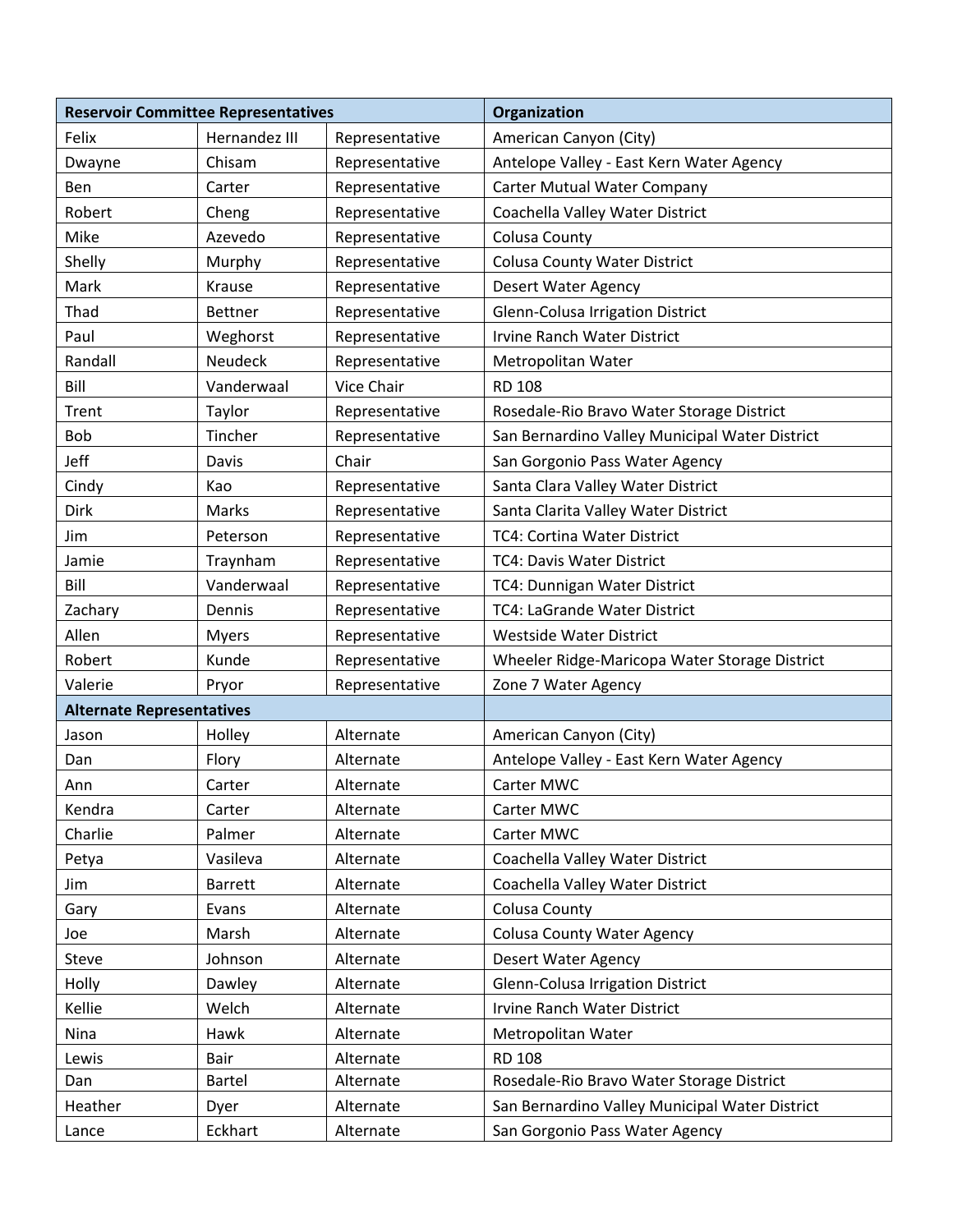| Reservoir Committee Representatives | | | Organization |
|---|---|---|---|
| Felix | Hernandez III | Representative | American Canyon (City) |
| Dwayne | Chisam | Representative | Antelope Valley - East Kern Water Agency |
| Ben | Carter | Representative | Carter Mutual Water Company |
| Robert | Cheng | Representative | Coachella Valley Water District |
| Mike | Azevedo | Representative | Colusa County |
| Shelly | Murphy | Representative | Colusa County Water District |
| Mark | Krause | Representative | Desert Water Agency |
| Thad | Bettner | Representative | Glenn-Colusa Irrigation District |
| Paul | Weghorst | Representative | Irvine Ranch Water District |
| Randall | Neudeck | Representative | Metropolitan Water |
| Bill | Vanderwaal | Vice Chair | RD 108 |
| Trent | Taylor | Representative | Rosedale-Rio Bravo Water Storage District |
| Bob | Tincher | Representative | San Bernardino Valley Municipal Water District |
| Jeff | Davis | Chair | San Gorgonio Pass Water Agency |
| Cindy | Kao | Representative | Santa Clara Valley Water District |
| Dirk | Marks | Representative | Santa Clarita Valley Water District |
| Jim | Peterson | Representative | TC4: Cortina Water District |
| Jamie | Traynham | Representative | TC4: Davis Water District |
| Bill | Vanderwaal | Representative | TC4: Dunnigan Water District |
| Zachary | Dennis | Representative | TC4: LaGrande Water District |
| Allen | Myers | Representative | Westside Water District |
| Robert | Kunde | Representative | Wheeler Ridge-Maricopa Water Storage District |
| Valerie | Pryor | Representative | Zone 7 Water Agency |
| **Alternate Representatives** | | | |
| Jason | Holley | Alternate | American Canyon (City) |
| Dan | Flory | Alternate | Antelope Valley - East Kern Water Agency |
| Ann | Carter | Alternate | Carter MWC |
| Kendra | Carter | Alternate | Carter MWC |
| Charlie | Palmer | Alternate | Carter MWC |
| Petya | Vasileva | Alternate | Coachella Valley Water District |
| Jim | Barrett | Alternate | Coachella Valley Water District |
| Gary | Evans | Alternate | Colusa County |
| Joe | Marsh | Alternate | Colusa County Water Agency |
| Steve | Johnson | Alternate | Desert Water Agency |
| Holly | Dawley | Alternate | Glenn-Colusa Irrigation District |
| Kellie | Welch | Alternate | Irvine Ranch Water District |
| Nina | Hawk | Alternate | Metropolitan Water |
| Lewis | Bair | Alternate | RD 108 |
| Dan | Bartel | Alternate | Rosedale-Rio Bravo Water Storage District |
| Heather | Dyer | Alternate | San Bernardino Valley Municipal Water District |
| Lance | Eckhart | Alternate | San Gorgonio Pass Water Agency |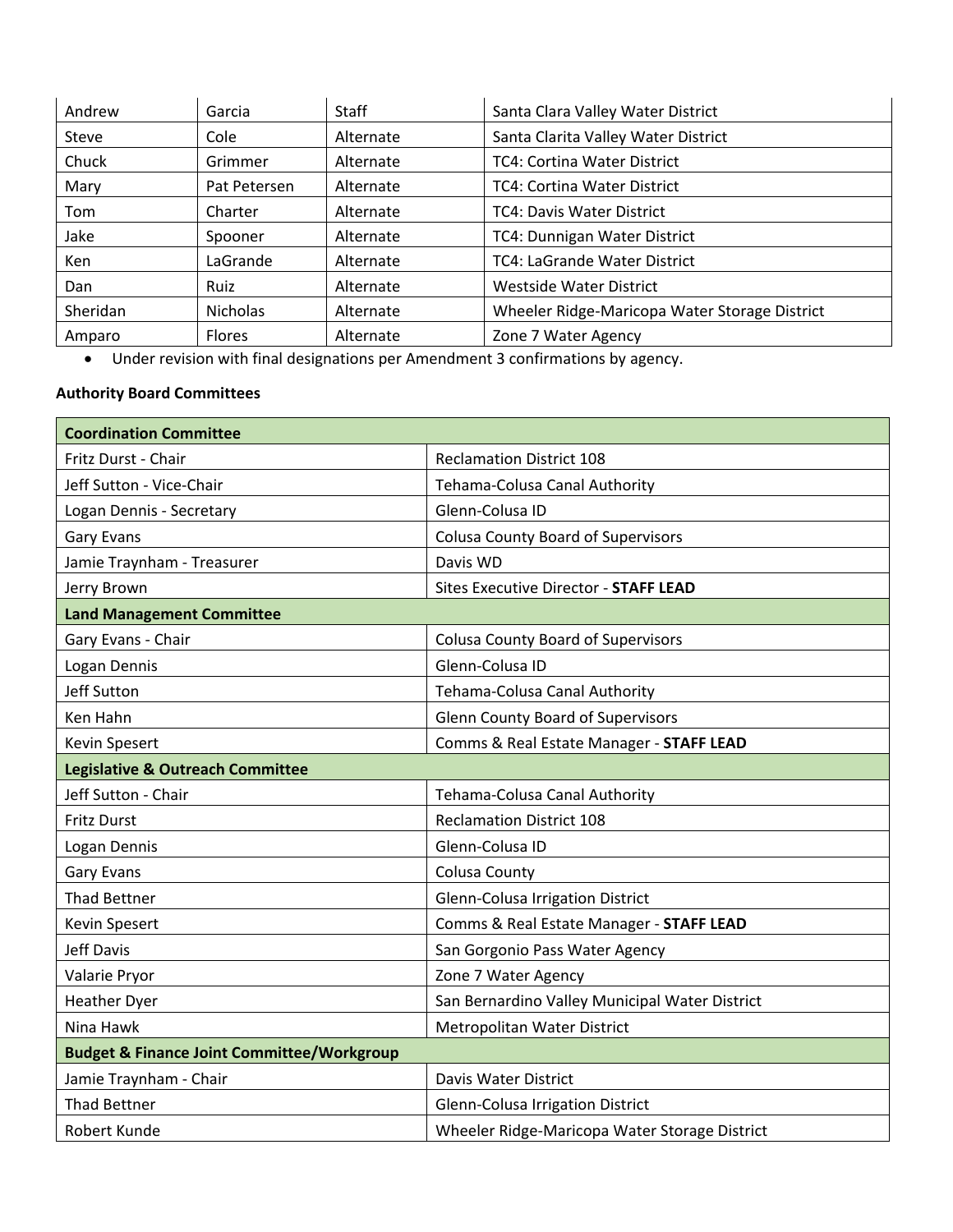| Andrew | Garcia | Staff | Santa Clara Valley Water District |
|---|---|---|---|
| Steve | Cole | Alternate | Santa Clarita Valley Water District |
| Chuck | Grimmer | Alternate | TC4: Cortina Water District |
| Mary | Pat Petersen | Alternate | TC4: Cortina Water District |
| Tom | Charter | Alternate | TC4: Davis Water District |
| Jake | Spooner | Alternate | TC4: Dunnigan Water District |
| Ken | LaGrande | Alternate | TC4: LaGrande Water District |
| Dan | Ruiz | Alternate | Westside Water District |
| Sheridan | Nicholas | Alternate | Wheeler Ridge-Maricopa Water Storage District |
| Amparo | Flores | Alternate | Zone 7 Water Agency |

- Under revision with final designations per Amendment 3 confirmations by agency.

**Authority Board Committees**

| **Coordination Committee** | |
|---|---|
| Fritz Durst - Chair | Reclamation District 108 |
| Jeff Sutton - Vice-Chair | Tehama-Colusa Canal Authority |
| Logan Dennis - Secretary | Glenn-Colusa ID |
| Gary Evans | Colusa County Board of Supervisors |
| Jamie Traynham - Treasurer | Davis WD |
| Jerry Brown | Sites Executive Director - **STAFF LEAD** |
| **Land Management Committee** | |
| Gary Evans - Chair | Colusa County Board of Supervisors |
| Logan Dennis | Glenn-Colusa ID |
| Jeff Sutton | Tehama-Colusa Canal Authority |
| Ken Hahn | Glenn County Board of Supervisors |
| Kevin Spesert | Comms & Real Estate Manager - **STAFF LEAD** |
| **Legislative & Outreach Committee** | |
| Jeff Sutton - Chair | Tehama-Colusa Canal Authority |
| Fritz Durst | Reclamation District 108 |
| Logan Dennis | Glenn-Colusa ID |
| Gary Evans | Colusa County |
| Thad Bettner | Glenn-Colusa Irrigation District |
| Kevin Spesert | Comms & Real Estate Manager - **STAFF LEAD** |
| Jeff Davis | San Gorgonio Pass Water Agency |
| Valarie Pryor | Zone 7 Water Agency |
| Heather Dyer | San Bernardino Valley Municipal Water District |
| Nina Hawk | Metropolitan Water District |
| **Budget & Finance Joint Committee/Workgroup** | |
| Jamie Traynham - Chair | Davis Water District |
| Thad Bettner | Glenn-Colusa Irrigation District |
| Robert Kunde | Wheeler Ridge-Maricopa Water Storage District |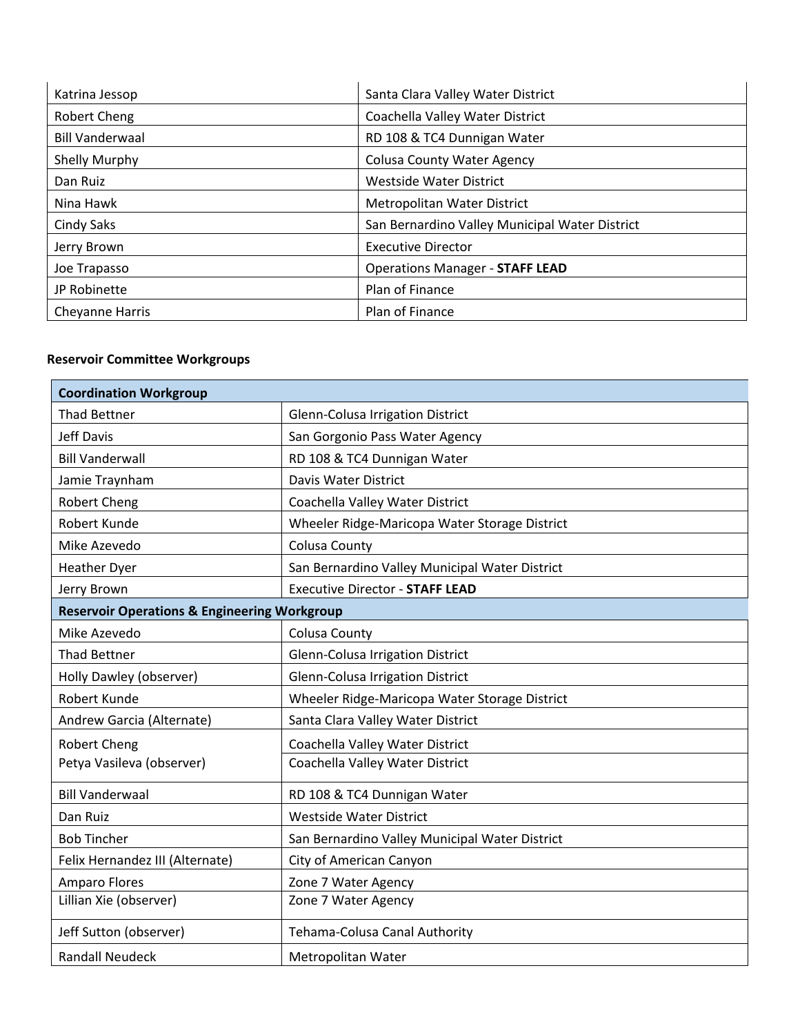| | |
|---|---|
| Katrina Jessop | Santa Clara Valley Water District |
| Robert Cheng | Coachella Valley Water District |
| Bill Vanderwaal | RD 108 & TC4 Dunnigan Water |
| Shelly Murphy | Colusa County Water Agency |
| Dan Ruiz | Westside Water District |
| Nina Hawk | Metropolitan Water District |
| Cindy Saks | San Bernardino Valley Municipal Water District |
| Jerry Brown | Executive Director |
| Joe Trapasso | Operations Manager - **STAFF LEAD** |
| JP Robinette | Plan of Finance |
| Cheyanne Harris | Plan of Finance |

**Reservoir Committee Workgroups**

| **Coordination Workgroup** | |
|---|---|
| Thad Bettner | Glenn-Colusa Irrigation District |
| Jeff Davis | San Gorgonio Pass Water Agency |
| Bill Vanderwall | RD 108 & TC4 Dunnigan Water |
| Jamie Traynham | Davis Water District |
| Robert Cheng | Coachella Valley Water District |
| Robert Kunde | Wheeler Ridge-Maricopa Water Storage District |
| Mike Azevedo | Colusa County |
| Heather Dyer | San Bernardino Valley Municipal Water District |
| Jerry Brown | Executive Director - **STAFF LEAD** |
| **Reservoir Operations & Engineering Workgroup** | |
| Mike Azevedo | Colusa County |
| Thad Bettner | Glenn-Colusa Irrigation District |
| Holly Dawley (observer) | Glenn-Colusa Irrigation District |
| Robert Kunde | Wheeler Ridge-Maricopa Water Storage District |
| Andrew Garcia (Alternate) | Santa Clara Valley Water District |
| Robert Cheng<br>Petya Vasileva (observer) | Coachella Valley Water District<br>Coachella Valley Water District |
| Bill Vanderwaal | RD 108 & TC4 Dunnigan Water |
| Dan Ruiz | Westside Water District |
| Bob Tincher | San Bernardino Valley Municipal Water District |
| Felix Hernandez III (Alternate) | City of American Canyon |
| Amparo Flores<br>Lillian Xie (observer) | Zone 7 Water Agency<br>Zone 7 Water Agency |
| Jeff Sutton (observer) | Tehama-Colusa Canal Authority |
| Randall Neudeck | Metropolitan Water |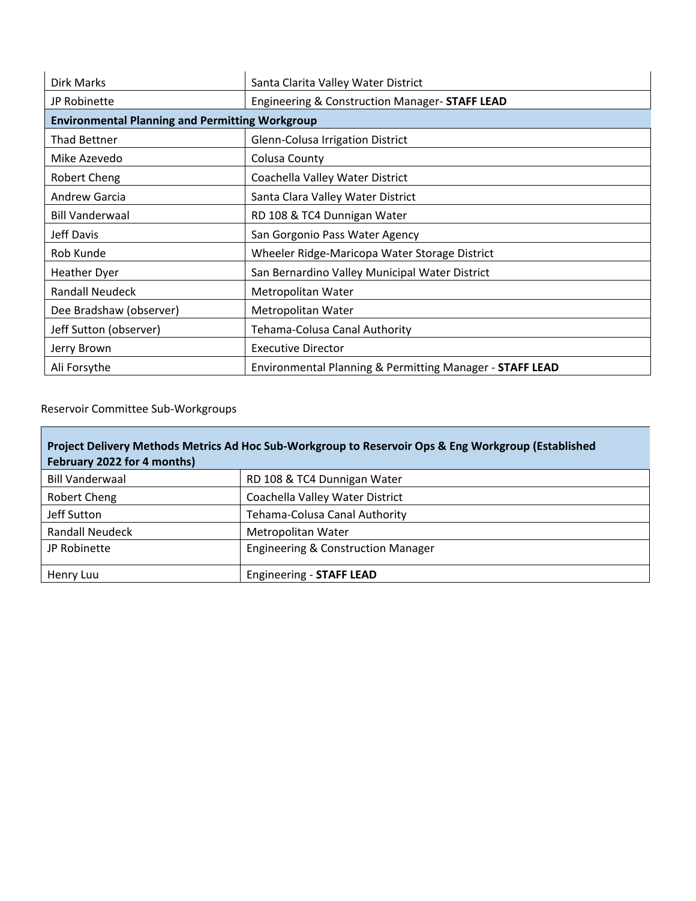| | |
|---|---|
| Dirk Marks | Santa Clarita Valley Water District |
| JP Robinette | Engineering & Construction Manager- **STAFF LEAD** |
| **Environmental Planning and Permitting Workgroup** | |
| Thad Bettner | Glenn-Colusa Irrigation District |
| Mike Azevedo | Colusa County |
| Robert Cheng | Coachella Valley Water District |
| Andrew Garcia | Santa Clara Valley Water District |
| Bill Vanderwaal | RD 108 & TC4 Dunnigan Water |
| Jeff Davis | San Gorgonio Pass Water Agency |
| Rob Kunde | Wheeler Ridge-Maricopa Water Storage District |
| Heather Dyer | San Bernardino Valley Municipal Water District |
| Randall Neudeck | Metropolitan Water |
| Dee Bradshaw (observer) | Metropolitan Water |
| Jeff Sutton (observer) | Tehama-Colusa Canal Authority |
| Jerry Brown | Executive Director |
| Ali Forsythe | Environmental Planning & Permitting Manager - **STAFF LEAD** |

Reservoir Committee Sub-Workgroups

| **Project Delivery Methods Metrics Ad Hoc Sub-Workgroup to Reservoir Ops & Eng Workgroup (Established February 2022 for 4 months)** | |
|---|---|
| Bill Vanderwaal | RD 108 & TC4 Dunnigan Water |
| Robert Cheng | Coachella Valley Water District |
| Jeff Sutton | Tehama-Colusa Canal Authority |
| Randall Neudeck | Metropolitan Water |
| JP Robinette | Engineering & Construction Manager |
| Henry Luu | Engineering - **STAFF LEAD** |